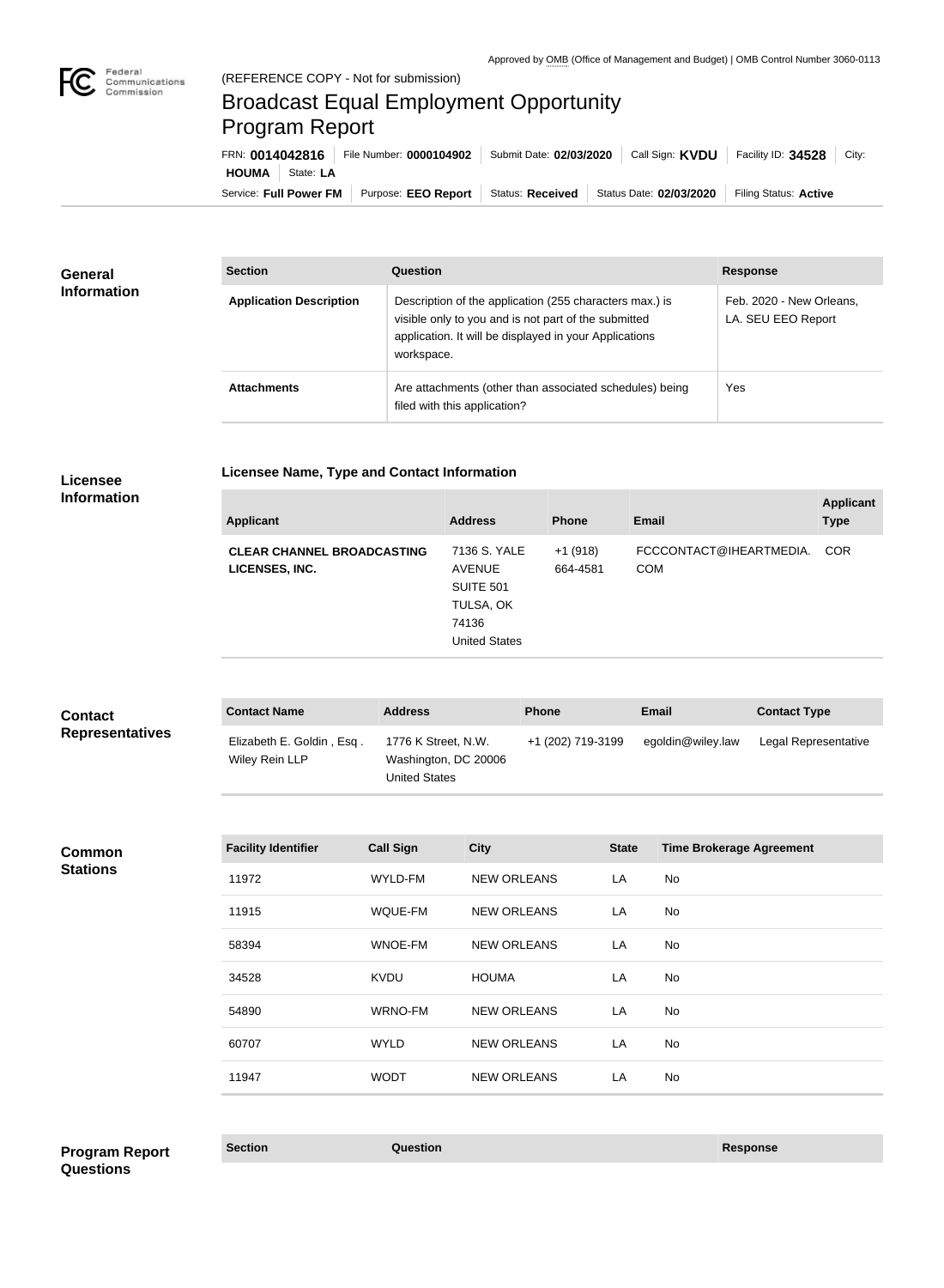Approved by OMB (Office of Management and Budget) | OMB Control Number 3060-0113

Federal Communications Commission

(REFERENCE COPY - Not for submission)

# Broadcast Equal Employment Opportunity Program Report

FRN: **0014042816** | File Number: **0000104902** | Submit Date: **02/03/2020** | Call Sign: **KVDU** | Facility ID: **34528** | City: **HOUMA** | State: **LA**

Service: **Full Power FM** | Purpose: **EEO Report** | Status: **Received** | Status Date: **02/03/2020** | Filing Status: **Active**

## General Information

| Section | Question | Response |
| --- | --- | --- |
| **Application Description** | Description of the application (255 characters max.) is visible only to you and is not part of the submitted application. It will be displayed in your Applications workspace. | Feb. 2020 - New Orleans, LA. SEU EEO Report |
| **Attachments** | Are attachments (other than associated schedules) being filed with this application? | Yes |

## Licensee Information

### Licensee Name, Type and Contact Information

| Applicant | Address | Phone | Email | Applicant Type |
| --- | --- | --- | --- | --- |
| **CLEAR CHANNEL BROADCASTING LICENSES, INC.** | 7136 S. YALE AVENUE SUITE 501 TULSA, OK 74136 United States | +1 (918) 664-4581 | FCCCONTACT@IHEARTMEDIA.COM | COR |

## Contact Representatives

| Contact Name | Address | Phone | Email | Contact Type |
| --- | --- | --- | --- | --- |
| Elizabeth E. Goldin , Esq . Wiley Rein LLP | 1776 K Street, N.W. Washington, DC 20006 United States | +1 (202) 719-3199 | egoldin@wiley.law | Legal Representative |

## Common Stations

| Facility Identifier | Call Sign | City | State | Time Brokerage Agreement |
| --- | --- | --- | --- | --- |
| 11972 | WYLD-FM | NEW ORLEANS | LA | No |
| 11915 | WQUE-FM | NEW ORLEANS | LA | No |
| 58394 | WNOE-FM | NEW ORLEANS | LA | No |
| 34528 | KVDU | HOUMA | LA | No |
| 54890 | WRNO-FM | NEW ORLEANS | LA | No |
| 60707 | WYLD | NEW ORLEANS | LA | No |
| 11947 | WODT | NEW ORLEANS | LA | No |

## Program Report Questions

| Section | Question | Response |
| --- | --- | --- |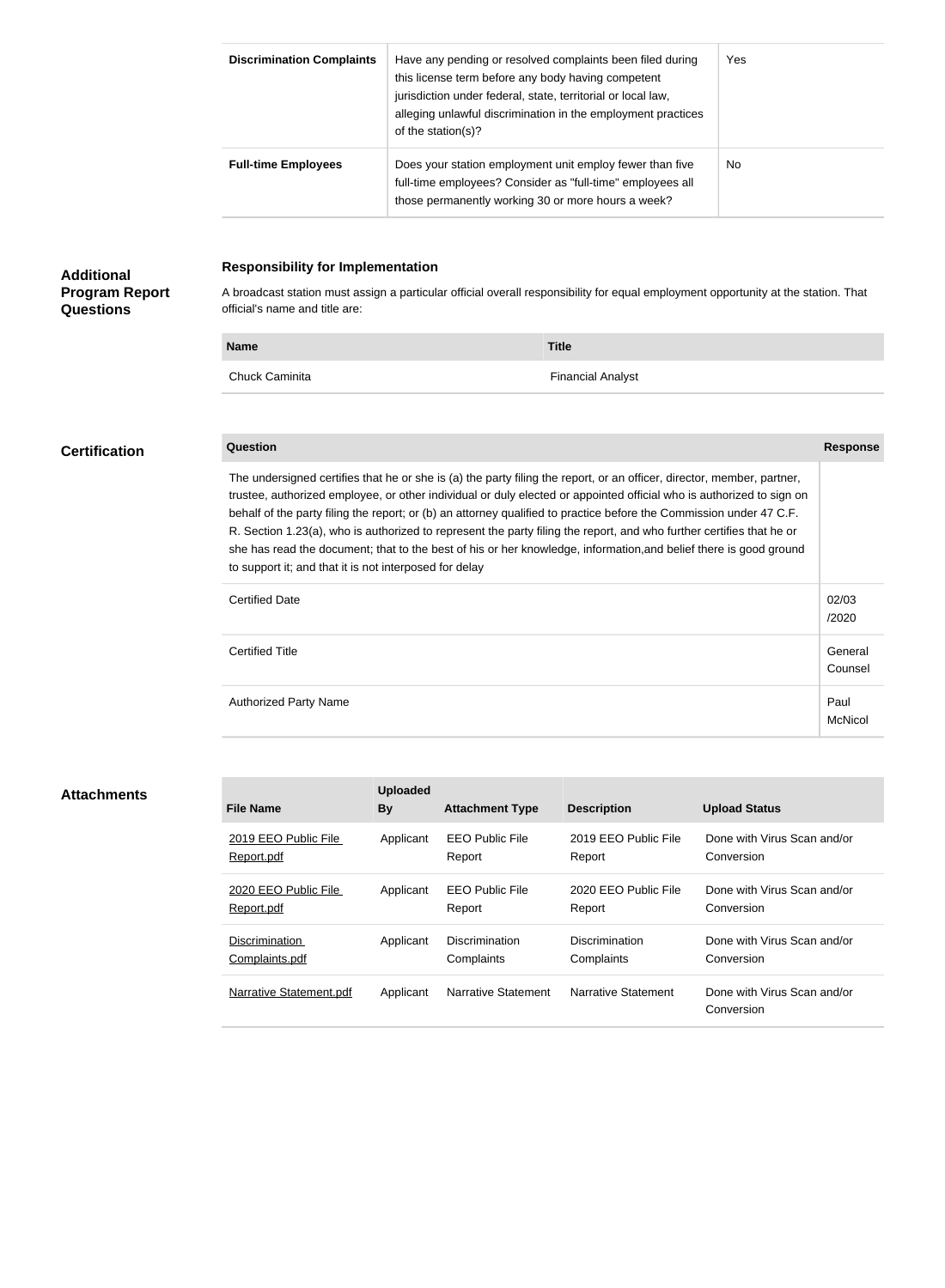| | | |
|---|---|---|
| **Discrimination Complaints** | Have any pending or resolved complaints been filed during this license term before any body having competent jurisdiction under federal, state, territorial or local law, alleging unlawful discrimination in the employment practices of the station(s)? | Yes |
| **Full-time Employees** | Does your station employment unit employ fewer than five full-time employees? Consider as "full-time" employees all those permanently working 30 or more hours a week? | No |

## Additional Program Report Questions

### Responsibility for Implementation

A broadcast station must assign a particular official overall responsibility for equal employment opportunity at the station. That official's name and title are:

| Name | Title |
|---|---|
| Chuck Caminita | Financial Analyst |

## Certification

| Question | Response |
|---|---|
| The undersigned certifies that he or she is (a) the party filing the report, or an officer, director, member, partner, trustee, authorized employee, or other individual or duly elected or appointed official who is authorized to sign on behalf of the party filing the report; or (b) an attorney qualified to practice before the Commission under 47 C.F. R. Section 1.23(a), who is authorized to represent the party filing the report, and who further certifies that he or she has read the document; that to the best of his or her knowledge, information,and belief there is good ground to support it; and that it is not interposed for delay | |
| Certified Date | 02/03 /2020 |
| Certified Title | General Counsel |
| Authorized Party Name | Paul McNicol |

## Attachments

| File Name | Uploaded By | Attachment Type | Description | Upload Status |
|---|---|---|---|---|
| 2019 EEO Public File Report.pdf | Applicant | EEO Public File Report | 2019 EEO Public File Report | Done with Virus Scan and/or Conversion |
| 2020 EEO Public File Report.pdf | Applicant | EEO Public File Report | 2020 EEO Public File Report | Done with Virus Scan and/or Conversion |
| Discrimination Complaints.pdf | Applicant | Discrimination Complaints | Discrimination Complaints | Done with Virus Scan and/or Conversion |
| Narrative Statement.pdf | Applicant | Narrative Statement | Narrative Statement | Done with Virus Scan and/or Conversion |